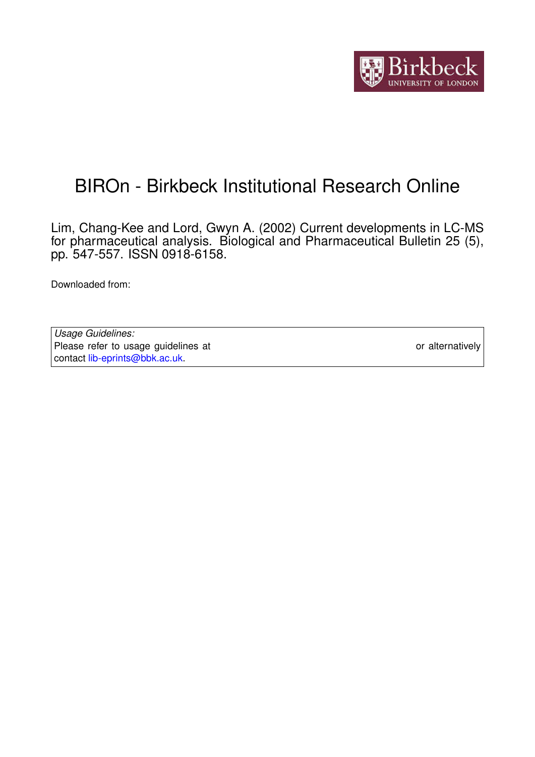# BIROn - Birkbeck Institutional Research Online

Lim, Chang-Kee and Lord, Gwyn A. (2002) Current developments in LC-MS for pharmaceutical analysis. Biological and Pharmaceutical Bulletin 25 (5), pp. 547-557. ISSN 0918-6158.

Downloaded from:

*Usage Guidelines:*
Please refer to usage guidelines at or alternatively contact lib-eprints@bbk.ac.uk.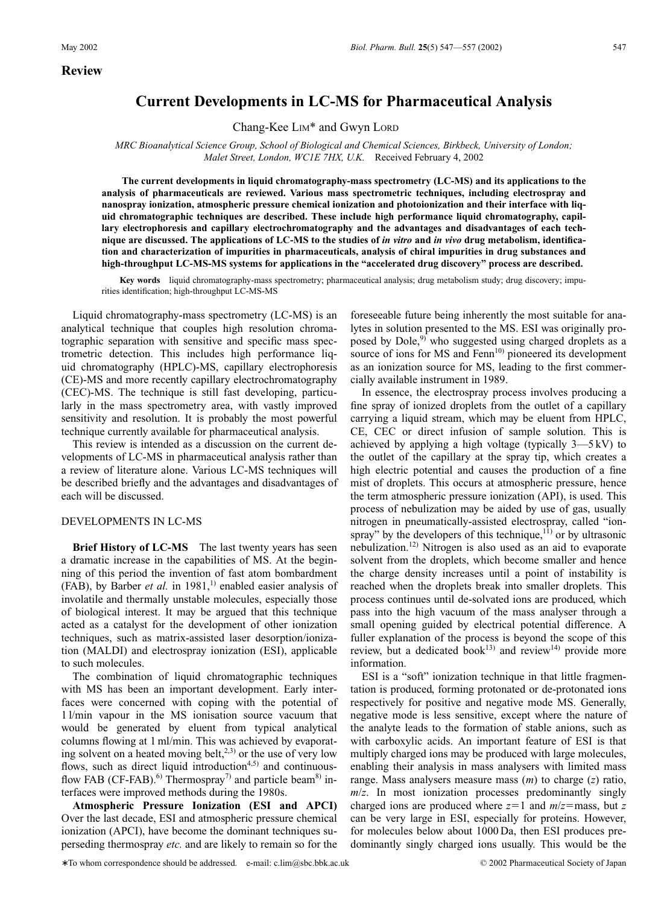**Review**

# Current Developments in LC-MS for Pharmaceutical Analysis

Chang-Kee LIM* and Gwyn LORD

*MRC Bioanalytical Science Group, School of Biological and Chemical Sciences, Birkbeck, University of London; Malet Street, London, WC1E 7HX, U.K.* Received February 4, 2002

**The current developments in liquid chromatography-mass spectrometry (LC-MS) and its applications to the analysis of pharmaceuticals are reviewed. Various mass spectrometric techniques, including electrospray and nanospray ionization, atmospheric pressure chemical ionization and photoionization and their interface with liquid chromatographic techniques are described. These include high performance liquid chromatography, capillary electrophoresis and capillary electrochromatography and the advantages and disadvantages of each technique are discussed. The applications of LC-MS to the studies of *in vitro* and *in vivo* drug metabolism, identification and characterization of impurities in pharmaceuticals, analysis of chiral impurities in drug substances and high-throughput LC-MS-MS systems for applications in the "accelerated drug discovery" process are described.**

**Key words** liquid chromatography-mass spectrometry; pharmaceutical analysis; drug metabolism study; drug discovery; impurities identification; high-throughput LC-MS-MS

Liquid chromatography-mass spectrometry (LC-MS) is an analytical technique that couples high resolution chromatographic separation with sensitive and specific mass spectrometric detection. This includes high performance liquid chromatography (HPLC)-MS, capillary electrophoresis (CE)-MS and more recently capillary electrochromatography (CEC)-MS. The technique is still fast developing, particularly in the mass spectrometry area, with vastly improved sensitivity and resolution. It is probably the most powerful technique currently available for pharmaceutical analysis.

This review is intended as a discussion on the current developments of LC-MS in pharmaceutical analysis rather than a review of literature alone. Various LC-MS techniques will be described briefly and the advantages and disadvantages of each will be discussed.

## DEVELOPMENTS IN LC-MS

**Brief History of LC-MS** The last twenty years has seen a dramatic increase in the capabilities of MS. At the beginning of this period the invention of fast atom bombardment (FAB), by Barber *et al.* in 1981,[1] enabled easier analysis of involatile and thermally unstable molecules, especially those of biological interest. It may be argued that this technique acted as a catalyst for the development of other ionization techniques, such as matrix-assisted laser desorption/ionization (MALDI) and electrospray ionization (ESI), applicable to such molecules.

The combination of liquid chromatographic techniques with MS has been an important development. Early interfaces were concerned with coping with the potential of 1 l/min vapour in the MS ionisation source vacuum that would be generated by eluent from typical analytical columns flowing at 1 ml/min. This was achieved by evaporating solvent on a heated moving belt,[2,3] or the use of very low flows, such as direct liquid introduction[4,5] and continuous-flow FAB (CF-FAB).[6] Thermospray[7] and particle beam[8] interfaces were improved methods during the 1980s.

**Atmospheric Pressure Ionization (ESI and APCI)** Over the last decade, ESI and atmospheric pressure chemical ionization (APCI), have become the dominant techniques superseding thermospray *etc.* and are likely to remain so for the foreseeable future being inherently the most suitable for analytes in solution presented to the MS. ESI was originally proposed by Dole,[9] who suggested using charged droplets as a source of ions for MS and Fenn[10] pioneered its development as an ionization source for MS, leading to the first commercially available instrument in 1989.

In essence, the electrospray process involves producing a fine spray of ionized droplets from the outlet of a capillary carrying a liquid stream, which may be eluent from HPLC, CE, CEC or direct infusion of sample solution. This is achieved by applying a high voltage (typically 3—5 kV) to the outlet of the capillary at the spray tip, which creates a high electric potential and causes the production of a fine mist of droplets. This occurs at atmospheric pressure, hence the term atmospheric pressure ionization (API), is used. This process of nebulization may be aided by use of gas, usually nitrogen in pneumatically-assisted electrospray, called "ion-spray" by the developers of this technique,[11] or by ultrasonic nebulization.[12] Nitrogen is also used as an aid to evaporate solvent from the droplets, which become smaller and hence the charge density increases until a point of instability is reached when the droplets break into smaller droplets. This process continues until de-solvated ions are produced, which pass into the high vacuum of the mass analyser through a small opening guided by electrical potential difference. A fuller explanation of the process is beyond the scope of this review, but a dedicated book[13] and review[14] provide more information.

ESI is a "soft" ionization technique in that little fragmentation is produced, forming protonated or de-protonated ions respectively for positive and negative mode MS. Generally, negative mode is less sensitive, except where the nature of the analyte leads to the formation of stable anions, such as with carboxylic acids. An important feature of ESI is that multiply charged ions may be produced with large molecules, enabling their analysis in mass analysers with limited mass range. Mass analysers measure mass ($m$) to charge ($z$) ratio, $m/z$. In most ionization processes predominantly singly charged ions are produced where $z=1$ and $m/z$=mass, but $z$ can be very large in ESI, especially for proteins. However, for molecules below about 1000 Da, then ESI produces predominantly singly charged ions usually. This would be the

∗To whom correspondence should be addressed. e-mail: c.lim@sbc.bbk.ac.uk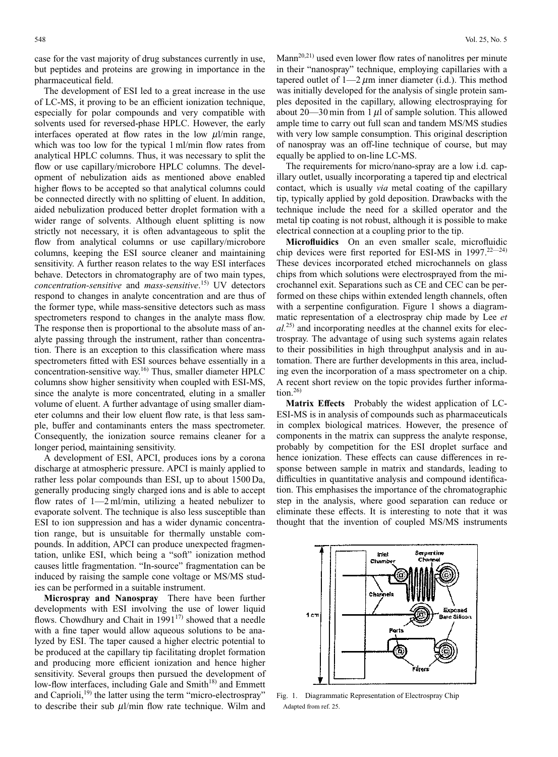case for the vast majority of drug substances currently in use, but peptides and proteins are growing in importance in the pharmaceutical field.

The development of ESI led to a great increase in the use of LC-MS, it proving to be an efficient ionization technique, especially for polar compounds and very compatible with solvents used for reversed-phase HPLC. However, the early interfaces operated at flow rates in the low $\mu$l/min range, which was too low for the typical 1 ml/min flow rates from analytical HPLC columns. Thus, it was necessary to split the flow or use capillary/microbore HPLC columns. The development of nebulization aids as mentioned above enabled higher flows to be accepted so that analytical columns could be connected directly with no splitting of eluent. In addition, aided nebulization produced better droplet formation with a wider range of solvents. Although eluent splitting is now strictly not necessary, it is often advantageous to split the flow from analytical columns or use capillary/microbore columns, keeping the ESI source cleaner and maintaining sensitivity. A further reason relates to the way ESI interfaces behave. Detectors in chromatography are of two main types, *concentration-sensitive* and *mass-sensitive*.[15] UV detectors respond to changes in analyte concentration and are thus of the former type, while mass-sensitive detectors such as mass spectrometers respond to changes in the analyte mass flow. The response then is proportional to the absolute mass of analyte passing through the instrument, rather than concentration. There is an exception to this classification where mass spectrometers fitted with ESI sources behave essentially in a concentration-sensitive way.[16] Thus, smaller diameter HPLC columns show higher sensitivity when coupled with ESI-MS, since the analyte is more concentrated, eluting in a smaller volume of eluent. A further advantage of using smaller diameter columns and their low eluent flow rate, is that less sample, buffer and contaminants enters the mass spectrometer. Consequently, the ionization source remains cleaner for a longer period, maintaining sensitivity.

A development of ESI, APCI, produces ions by a corona discharge at atmospheric pressure. APCI is mainly applied to rather less polar compounds than ESI, up to about 1500 Da, generally producing singly charged ions and is able to accept flow rates of 1—2 ml/min, utilizing a heated nebulizer to evaporate solvent. The technique is also less susceptible than ESI to ion suppression and has a wider dynamic concentration range, but is unsuitable for thermally unstable compounds. In addition, APCI can produce unexpected fragmentation, unlike ESI, which being a "soft" ionization method causes little fragmentation. "In-source" fragmentation can be induced by raising the sample cone voltage or MS/MS studies can be performed in a suitable instrument.

**Microspray and Nanospray** There have been further developments with ESI involving the use of lower liquid flows. Chowdhury and Chait in 1991[17] showed that a needle with a fine taper would allow aqueous solutions to be analyzed by ESI. The taper caused a higher electric potential to be produced at the capillary tip facilitating droplet formation and producing more efficient ionization and hence higher sensitivity. Several groups then pursued the development of low-flow interfaces, including Gale and Smith[18] and Emmett and Caprioli,[19] the latter using the term "micro-electrospray" to describe their sub $\mu$l/min flow rate technique. Wilm and Mann[20,21] used even lower flow rates of nanolitres per minute in their "nanospray" technique, employing capillaries with a tapered outlet of 1—2 $\mu$m inner diameter (i.d.). This method was initially developed for the analysis of single protein samples deposited in the capillary, allowing electrospraying for about 20—30 min from 1 $\mu$l of sample solution. This allowed ample time to carry out full scan and tandem MS/MS studies with very low sample consumption. This original description of nanospray was an off-line technique of course, but may equally be applied to on-line LC-MS.

The requirements for micro/nano-spray are a low i.d. capillary outlet, usually incorporating a tapered tip and electrical contact, which is usually *via* metal coating of the capillary tip, typically applied by gold deposition. Drawbacks with the technique include the need for a skilled operator and the metal tip coating is not robust, although it is possible to make electrical connection at a coupling prior to the tip.

**Microfluidics** On an even smaller scale, microfluidic chip devices were first reported for ESI-MS in 1997.[22—24] These devices incorporated etched microchannels on glass chips from which solutions were electrosprayed from the microchannel exit. Separations such as CE and CEC can be performed on these chips within extended length channels, often with a serpentine configuration. Figure 1 shows a diagrammatic representation of a electrospray chip made by Lee *et al.*[25] and incorporating needles at the channel exits for electrospray. The advantage of using such systems again relates to their possibilities in high throughput analysis and in automation. There are further developments in this area, including even the incorporation of a mass spectrometer on a chip. A recent short review on the topic provides further information.[26]

**Matrix Effects** Probably the widest application of LC-ESI-MS is in analysis of compounds such as pharmaceuticals in complex biological matrices. However, the presence of components in the matrix can suppress the analyte response, probably by competition for the ESI droplet surface and hence ionization. These effects can cause differences in response between sample in matrix and standards, leading to difficulties in quantitative analysis and compound identification. This emphasises the importance of the chromatographic step in the analysis, where good separation can reduce or eliminate these effects. It is interesting to note that it was thought that the invention of coupled MS/MS instruments

Inlet Chamber
Serpentine Channel
Channels
Exposed Bare Silicon
Ports
1 cm
Filters

Fig. 1. Diagrammatic Representation of Electrospray Chip
Adapted from ref. 25.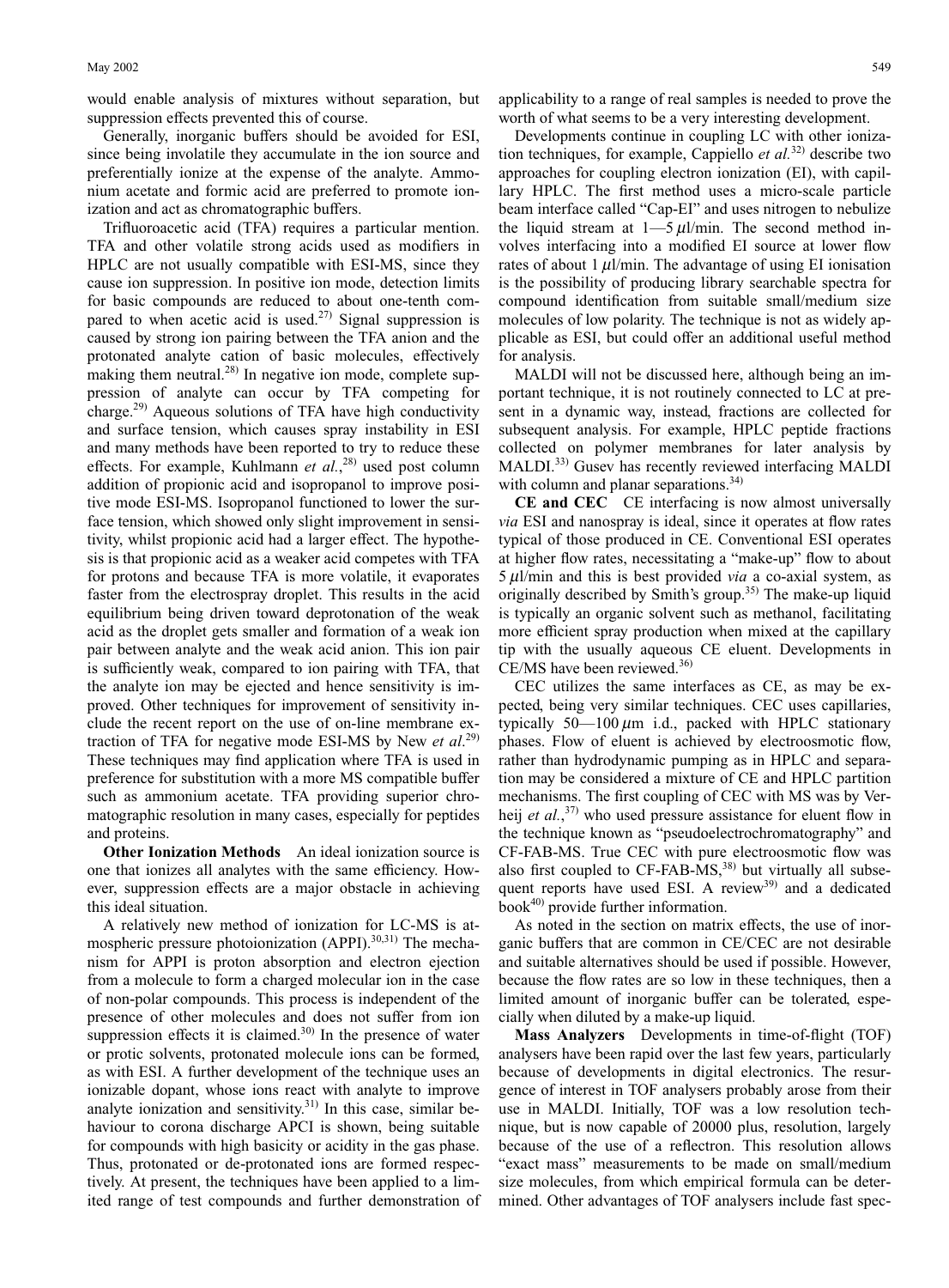would enable analysis of mixtures without separation, but suppression effects prevented this of course.

Generally, inorganic buffers should be avoided for ESI, since being involatile they accumulate in the ion source and preferentially ionize at the expense of the analyte. Ammonium acetate and formic acid are preferred to promote ionization and act as chromatographic buffers.

Trifluoroacetic acid (TFA) requires a particular mention. TFA and other volatile strong acids used as modifiers in HPLC are not usually compatible with ESI-MS, since they cause ion suppression. In positive ion mode, detection limits for basic compounds are reduced to about one-tenth compared to when acetic acid is used.[27] Signal suppression is caused by strong ion pairing between the TFA anion and the protonated analyte cation of basic molecules, effectively making them neutral.[28] In negative ion mode, complete suppression of analyte can occur by TFA competing for charge.[29] Aqueous solutions of TFA have high conductivity and surface tension, which causes spray instability in ESI and many methods have been reported to try to reduce these effects. For example, Kuhlmann *et al.*,[28] used post column addition of propionic acid and isopropanol to improve positive mode ESI-MS. Isopropanol functioned to lower the surface tension, which showed only slight improvement in sensitivity, whilst propionic acid had a larger effect. The hypothesis is that propionic acid as a weaker acid competes with TFA for protons and because TFA is more volatile, it evaporates faster from the electrospray droplet. This results in the acid equilibrium being driven toward deprotonation of the weak acid as the droplet gets smaller and formation of a weak ion pair between analyte and the weak acid anion. This ion pair is sufficiently weak, compared to ion pairing with TFA, that the analyte ion may be ejected and hence sensitivity is improved. Other techniques for improvement of sensitivity include the recent report on the use of on-line membrane extraction of TFA for negative mode ESI-MS by New *et al*.[29] These techniques may find application where TFA is used in preference for substitution with a more MS compatible buffer such as ammonium acetate. TFA providing superior chromatographic resolution in many cases, especially for peptides and proteins.

**Other Ionization Methods** An ideal ionization source is one that ionizes all analytes with the same efficiency. However, suppression effects are a major obstacle in achieving this ideal situation.

A relatively new method of ionization for LC-MS is atmospheric pressure photoionization (APPI).[30,31] The mechanism for APPI is proton absorption and electron ejection from a molecule to form a charged molecular ion in the case of non-polar compounds. This process is independent of the presence of other molecules and does not suffer from ion suppression effects it is claimed.[30] In the presence of water or protic solvents, protonated molecule ions can be formed, as with ESI. A further development of the technique uses an ionizable dopant, whose ions react with analyte to improve analyte ionization and sensitivity.[31] In this case, similar behaviour to corona discharge APCI is shown, being suitable for compounds with high basicity or acidity in the gas phase. Thus, protonated or de-protonated ions are formed respectively. At present, the techniques have been applied to a limited range of test compounds and further demonstration of applicability to a range of real samples is needed to prove the worth of what seems to be a very interesting development.

Developments continue in coupling LC with other ionization techniques, for example, Cappiello *et al.*[32] describe two approaches for coupling electron ionization (EI), with capillary HPLC. The first method uses a micro-scale particle beam interface called "Cap-EI" and uses nitrogen to nebulize the liquid stream at 1—5 $\mu$l/min. The second method involves interfacing into a modified EI source at lower flow rates of about 1 $\mu$l/min. The advantage of using EI ionisation is the possibility of producing library searchable spectra for compound identification from suitable small/medium size molecules of low polarity. The technique is not as widely applicable as ESI, but could offer an additional useful method for analysis.

MALDI will not be discussed here, although being an important technique, it is not routinely connected to LC at present in a dynamic way, instead, fractions are collected for subsequent analysis. For example, HPLC peptide fractions collected on polymer membranes for later analysis by MALDI.[33] Gusev has recently reviewed interfacing MALDI with column and planar separations.[34]

**CE and CEC** CE interfacing is now almost universally *via* ESI and nanospray is ideal, since it operates at flow rates typical of those produced in CE. Conventional ESI operates at higher flow rates, necessitating a "make-up" flow to about 5 $\mu$l/min and this is best provided *via* a co-axial system, as originally described by Smith's group.[35] The make-up liquid is typically an organic solvent such as methanol, facilitating more efficient spray production when mixed at the capillary tip with the usually aqueous CE eluent. Developments in CE/MS have been reviewed.[36]

CEC utilizes the same interfaces as CE, as may be expected, being very similar techniques. CEC uses capillaries, typically 50—100 $\mu$m i.d., packed with HPLC stationary phases. Flow of eluent is achieved by electroosmotic flow, rather than hydrodynamic pumping as in HPLC and separation may be considered a mixture of CE and HPLC partition mechanisms. The first coupling of CEC with MS was by Verheij *et al.*,[37] who used pressure assistance for eluent flow in the technique known as "pseudoelectrochromatography" and CF-FAB-MS. True CEC with pure electroosmotic flow was also first coupled to CF-FAB-MS,[38] but virtually all subsequent reports have used ESI. A review[39] and a dedicated book[40] provide further information.

As noted in the section on matrix effects, the use of inorganic buffers that are common in CE/CEC are not desirable and suitable alternatives should be used if possible. However, because the flow rates are so low in these techniques, then a limited amount of inorganic buffer can be tolerated, especially when diluted by a make-up liquid.

**Mass Analyzers** Developments in time-of-flight (TOF) analysers have been rapid over the last few years, particularly because of developments in digital electronics. The resurgence of interest in TOF analysers probably arose from their use in MALDI. Initially, TOF was a low resolution technique, but is now capable of 20000 plus, resolution, largely because of the use of a reflectron. This resolution allows "exact mass" measurements to be made on small/medium size molecules, from which empirical formula can be determined. Other advantages of TOF analysers include fast spec-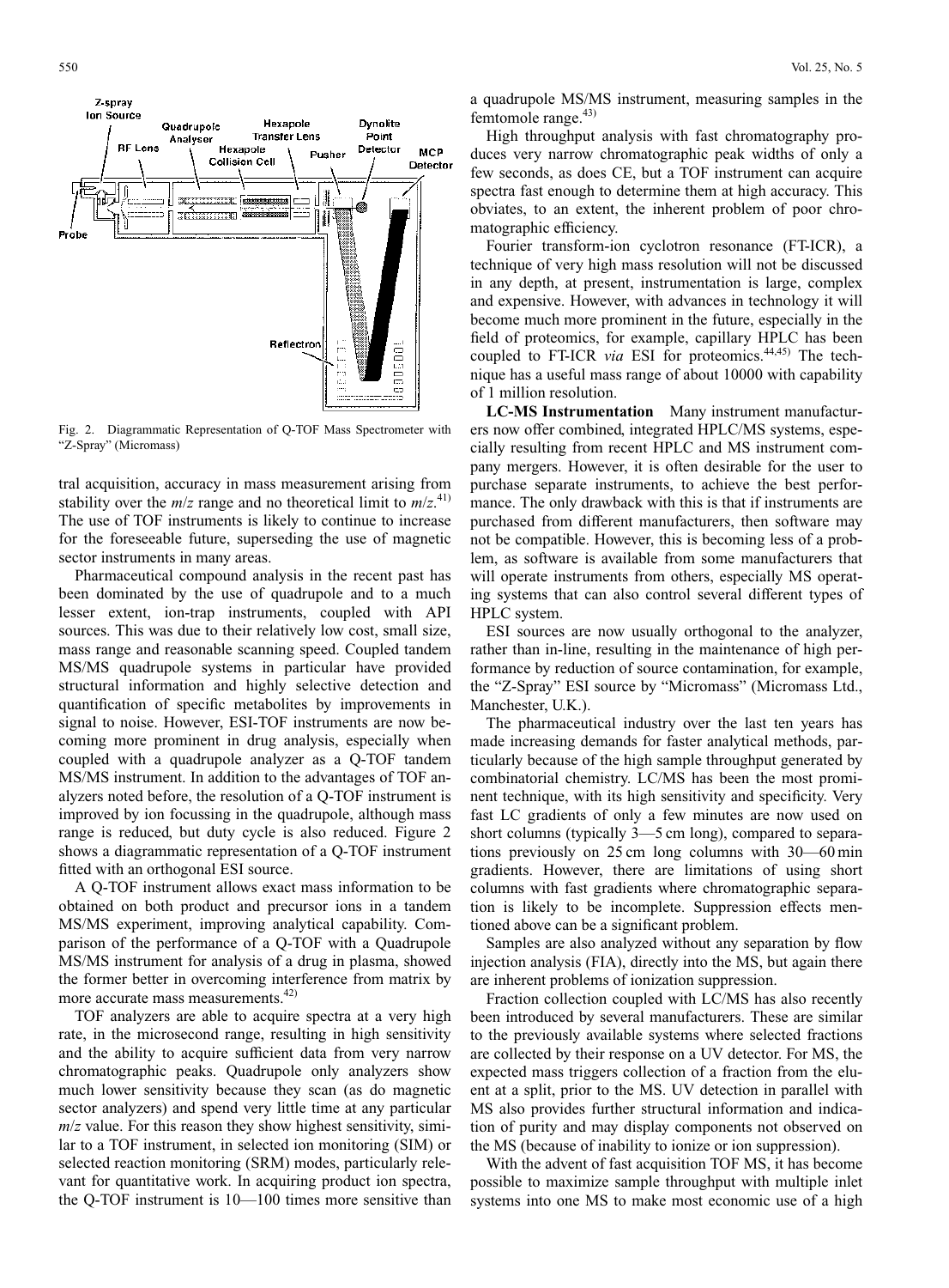Z-spray
Ion Source
RF Lens
Quadrupole
Analyser
Hexapole
Collision Cell
Hexapole
Transfer Lens
Pusher
Dynolite
Point
Detector
MCP
Detector
Probe
Reflectron

Fig. 2. Diagrammatic Representation of Q-TOF Mass Spectrometer with "Z-Spray" (Micromass)

tral acquisition, accuracy in mass measurement arising from stability over the $m/z$ range and no theoretical limit to $m/z$.[41] The use of TOF instruments is likely to continue to increase for the foreseeable future, superseding the use of magnetic sector instruments in many areas.

Pharmaceutical compound analysis in the recent past has been dominated by the use of quadrupole and to a much lesser extent, ion-trap instruments, coupled with API sources. This was due to their relatively low cost, small size, mass range and reasonable scanning speed. Coupled tandem MS/MS quadrupole systems in particular have provided structural information and highly selective detection and quantification of specific metabolites by improvements in signal to noise. However, ESI-TOF instruments are now becoming more prominent in drug analysis, especially when coupled with a quadrupole analyzer as a Q-TOF tandem MS/MS instrument. In addition to the advantages of TOF analyzers noted before, the resolution of a Q-TOF instrument is improved by ion focussing in the quadrupole, although mass range is reduced, but duty cycle is also reduced. Figure 2 shows a diagrammatic representation of a Q-TOF instrument fitted with an orthogonal ESI source.

A Q-TOF instrument allows exact mass information to be obtained on both product and precursor ions in a tandem MS/MS experiment, improving analytical capability. Comparison of the performance of a Q-TOF with a Quadrupole MS/MS instrument for analysis of a drug in plasma, showed the former better in overcoming interference from matrix by more accurate mass measurements.[42]

TOF analyzers are able to acquire spectra at a very high rate, in the microsecond range, resulting in high sensitivity and the ability to acquire sufficient data from very narrow chromatographic peaks. Quadrupole only analyzers show much lower sensitivity because they scan (as do magnetic sector analyzers) and spend very little time at any particular $m/z$ value. For this reason they show highest sensitivity, similar to a TOF instrument, in selected ion monitoring (SIM) or selected reaction monitoring (SRM) modes, particularly relevant for quantitative work. In acquiring product ion spectra, the Q-TOF instrument is 10—100 times more sensitive than a quadrupole MS/MS instrument, measuring samples in the femtomole range.[43]

High throughput analysis with fast chromatography produces very narrow chromatographic peak widths of only a few seconds, as does CE, but a TOF instrument can acquire spectra fast enough to determine them at high accuracy. This obviates, to an extent, the inherent problem of poor chromatographic efficiency.

Fourier transform-ion cyclotron resonance (FT-ICR), a technique of very high mass resolution will not be discussed in any depth, at present, instrumentation is large, complex and expensive. However, with advances in technology it will become much more prominent in the future, especially in the field of proteomics, for example, capillary HPLC has been coupled to FT-ICR *via* ESI for proteomics.[44,45] The technique has a useful mass range of about 10000 with capability of 1 million resolution.

**LC-MS Instrumentation** Many instrument manufacturers now offer combined, integrated HPLC/MS systems, especially resulting from recent HPLC and MS instrument company mergers. However, it is often desirable for the user to purchase separate instruments, to achieve the best performance. The only drawback with this is that if instruments are purchased from different manufacturers, then software may not be compatible. However, this is becoming less of a problem, as software is available from some manufacturers that will operate instruments from others, especially MS operating systems that can also control several different types of HPLC system.

ESI sources are now usually orthogonal to the analyzer, rather than in-line, resulting in the maintenance of high performance by reduction of source contamination, for example, the "Z-Spray" ESI source by "Micromass" (Micromass Ltd., Manchester, U.K.).

The pharmaceutical industry over the last ten years has made increasing demands for faster analytical methods, particularly because of the high sample throughput generated by combinatorial chemistry. LC/MS has been the most prominent technique, with its high sensitivity and specificity. Very fast LC gradients of only a few minutes are now used on short columns (typically 3—5 cm long), compared to separations previously on 25 cm long columns with 30—60 min gradients. However, there are limitations of using short columns with fast gradients where chromatographic separation is likely to be incomplete. Suppression effects mentioned above can be a significant problem.

Samples are also analyzed without any separation by flow injection analysis (FIA), directly into the MS, but again there are inherent problems of ionization suppression.

Fraction collection coupled with LC/MS has also recently been introduced by several manufacturers. These are similar to the previously available systems where selected fractions are collected by their response on a UV detector. For MS, the expected mass triggers collection of a fraction from the eluent at a split, prior to the MS. UV detection in parallel with MS also provides further structural information and indication of purity and may display components not observed on the MS (because of inability to ionize or ion suppression).

With the advent of fast acquisition TOF MS, it has become possible to maximize sample throughput with multiple inlet systems into one MS to make most economic use of a high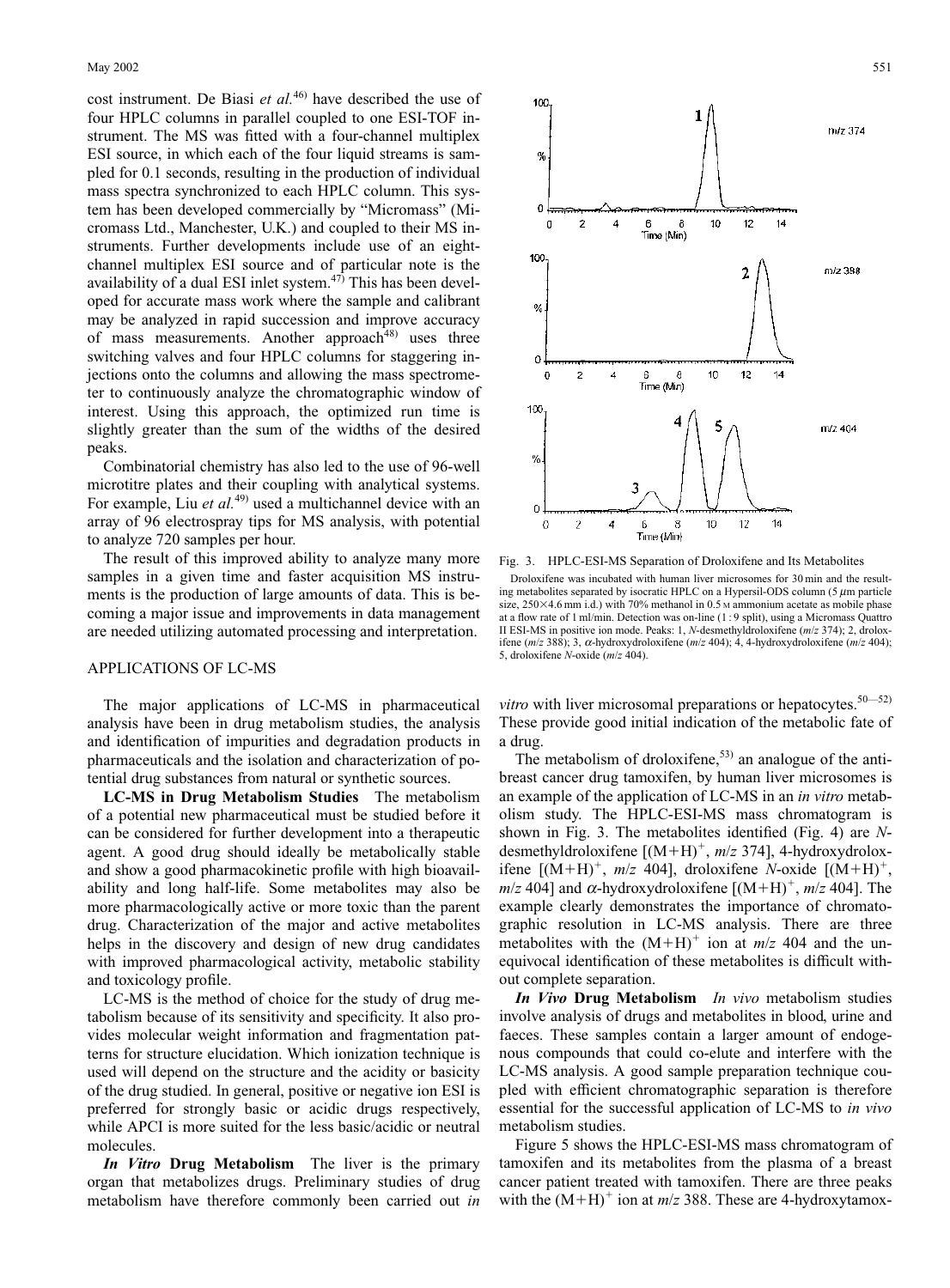cost instrument. De Biasi *et al.*[46] have described the use of four HPLC columns in parallel coupled to one ESI-TOF instrument. The MS was fitted with a four-channel multiplex ESI source, in which each of the four liquid streams is sampled for 0.1 seconds, resulting in the production of individual mass spectra synchronized to each HPLC column. This system has been developed commercially by "Micromass" (Micromass Ltd., Manchester, U.K.) and coupled to their MS instruments. Further developments include use of an eight-channel multiplex ESI source and of particular note is the availability of a dual ESI inlet system.[47] This has been developed for accurate mass work where the sample and calibrant may be analyzed in rapid succession and improve accuracy of mass measurements. Another approach[48] uses three switching valves and four HPLC columns for staggering injections onto the columns and allowing the mass spectrometer to continuously analyze the chromatographic window of interest. Using this approach, the optimized run time is slightly greater than the sum of the widths of the desired peaks.

Combinatorial chemistry has also led to the use of 96-well microtitre plates and their coupling with analytical systems. For example, Liu *et al.*[49] used a multichannel device with an array of 96 electrospray tips for MS analysis, with potential to analyze 720 samples per hour.

The result of this improved ability to analyze many more samples in a given time and faster acquisition MS instruments is the production of large amounts of data. This is becoming a major issue and improvements in data management are needed utilizing automated processing and interpretation.

## APPLICATIONS OF LC-MS

The major applications of LC-MS in pharmaceutical analysis have been in drug metabolism studies, the analysis and identification of impurities and degradation products in pharmaceuticals and the isolation and characterization of potential drug substances from natural or synthetic sources.

**LC-MS in Drug Metabolism Studies** The metabolism of a potential new pharmaceutical must be studied before it can be considered for further development into a therapeutic agent. A good drug should ideally be metabolically stable and show a good pharmacokinetic profile with high bioavailability and long half-life. Some metabolites may also be more pharmacologically active or more toxic than the parent drug. Characterization of the major and active metabolites helps in the discovery and design of new drug candidates with improved pharmacological activity, metabolic stability and toxicology profile.

LC-MS is the method of choice for the study of drug metabolism because of its sensitivity and specificity. It also provides molecular weight information and fragmentation patterns for structure elucidation. Which ionization technique is used will depend on the structure and the acidity or basicity of the drug studied. In general, positive or negative ion ESI is preferred for strongly basic or acidic drugs respectively, while APCI is more suited for the less basic/acidic or neutral molecules.

***In Vitro* Drug Metabolism** The liver is the primary organ that metabolizes drugs. Preliminary studies of drug metabolism have therefore commonly been carried out *in vitro* with liver microsomal preparations or hepatocytes.[50—52] These provide good initial indication of the metabolic fate of a drug.

m/z 374
1
100
%
0
0 2 4 6 8 10 12 14
Time (Min)

m/z 388
2
100
%
0
0 2 4 6 8 10 12 14
Time (Min)

m/z 404
3 4 5
100
%
0
0 2 4 6 8 10 12 14
Time (Min)

Fig. 3. HPLC-ESI-MS Separation of Droloxifene and Its Metabolites

Droloxifene was incubated with human liver microsomes for 30 min and the resulting metabolites separated by isocratic HPLC on a Hypersil-ODS column (5 $\mu$m particle size, 250×4.6 mm i.d.) with 70% methanol in 0.5 M ammonium acetate as mobile phase at a flow rate of 1 ml/min. Detection was on-line (1 : 9 split), using a Micromass Quattro II ESI-MS in positive ion mode. Peaks: 1, *N*-desmethyldroloxifene (*m/z* 374); 2, droloxifene (*m/z* 388); 3, $\alpha$-hydroxydroloxifene (*m/z* 404); 4, 4-hydroxydroloxifene (*m/z* 404); 5, droloxifene *N*-oxide (*m/z* 404).

The metabolism of droloxifene,[53] an analogue of the anti-breast cancer drug tamoxifen, by human liver microsomes is an example of the application of LC-MS in an *in vitro* metabolism study. The HPLC-ESI-MS mass chromatogram is shown in Fig. 3. The metabolites identified (Fig. 4) are *N*-desmethyldroloxifene [$(M+H)^+$, *m/z* 374], 4-hydroxydroloxifene [$(M+H)^+$, *m/z* 404], droloxifene *N*-oxide [$(M+H)^+$, *m/z* 404] and $\alpha$-hydroxydroloxifene [$(M+H)^+$, *m/z* 404]. The example clearly demonstrates the importance of chromatographic resolution in LC-MS analysis. There are three metabolites with the $(M+H)^+$ ion at *m/z* 404 and the unequivocal identification of these metabolites is difficult without complete separation.

***In Vivo* Drug Metabolism** *In vivo* metabolism studies involve analysis of drugs and metabolites in blood, urine and faeces. These samples contain a larger amount of endogenous compounds that could co-elute and interfere with the LC-MS analysis. A good sample preparation technique coupled with efficient chromatographic separation is therefore essential for the successful application of LC-MS to *in vivo* metabolism studies.

Figure 5 shows the HPLC-ESI-MS mass chromatogram of tamoxifen and its metabolites from the plasma of a breast cancer patient treated with tamoxifen. There are three peaks with the $(M+H)^+$ ion at *m/z* 388. These are 4-hydroxytamox-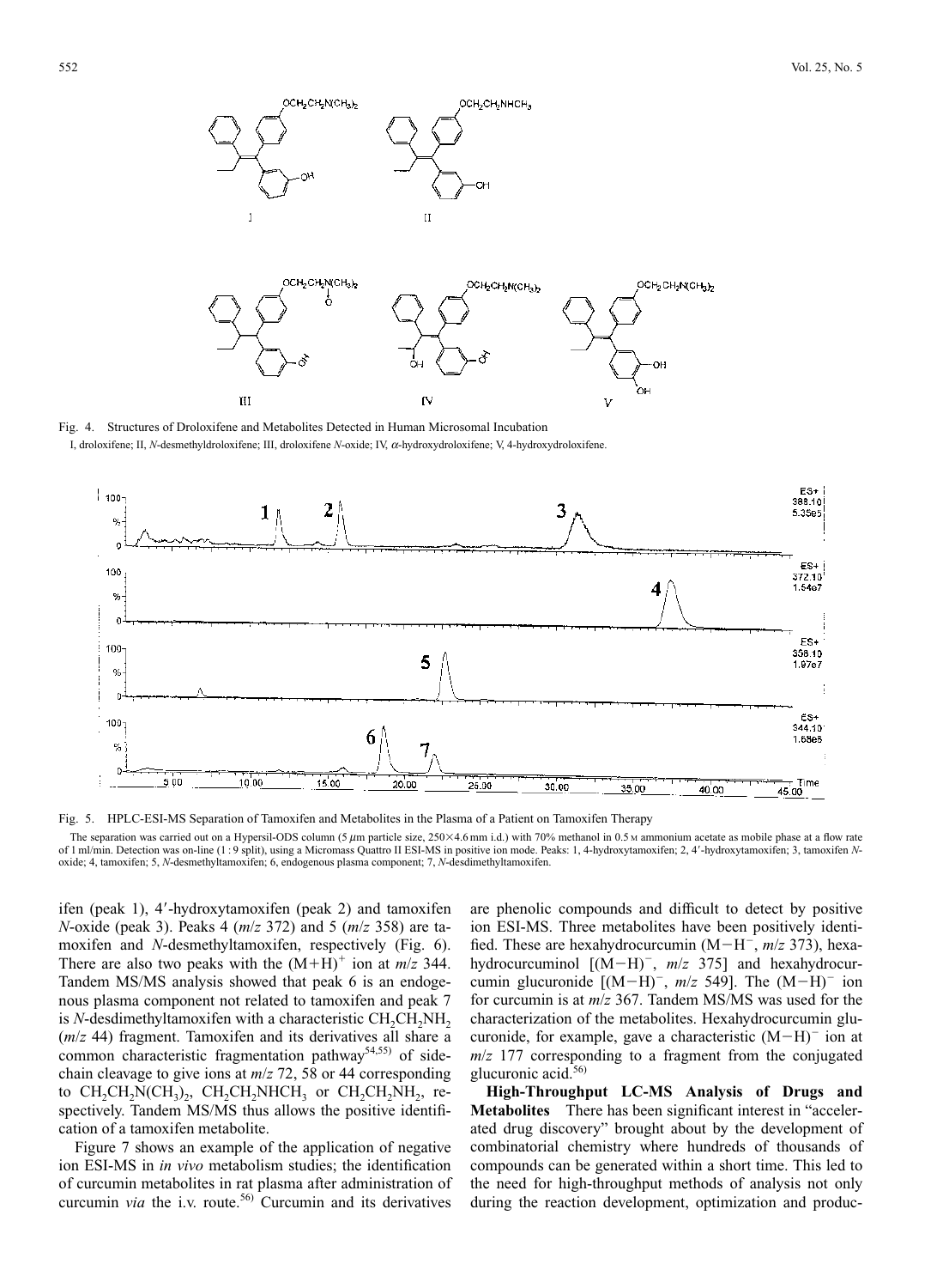Fig. 4. Structures of Droloxifene and Metabolites Detected in Human Microsomal Incubation

I, droloxifene; II, *N*-desmethyldroloxifene; III, droloxifene *N*-oxide; IV, α-hydroxydroloxifene; V, 4-hydroxydroloxifene.

Fig. 5. HPLC-ESI-MS Separation of Tamoxifen and Metabolites in the Plasma of a Patient on Tamoxifen Therapy

The separation was carried out on a Hypersil-ODS column (5 μm particle size, 250×4.6 mm i.d.) with 70% methanol in 0.5 M ammonium acetate as mobile phase at a flow rate of 1 ml/min. Detection was on-line (1 : 9 split), using a Micromass Quattro II ESI-MS in positive ion mode. Peaks: 1, 4-hydroxytamoxifen; 2, 4′-hydroxytamoxifen; 3, tamoxifen *N*-oxide; 4, tamoxifen; 5, *N*-desmethyltamoxifen; 6, endogenous plasma component; 7, *N*-desdimethyltamoxifen.

ifen (peak 1), 4′-hydroxytamoxifen (peak 2) and tamoxifen *N*-oxide (peak 3). Peaks 4 (*m/z* 372) and 5 (*m/z* 358) are tamoxifen and *N*-desmethyltamoxifen, respectively (Fig. 6). There are also two peaks with the $(M+H)^+$ ion at *m/z* 344. Tandem MS/MS analysis showed that peak 6 is an endogenous plasma component not related to tamoxifen and peak 7 is *N*-desdimethyltamoxifen with a characteristic $CH_2CH_2NH_2$ (*m/z* 44) fragment. Tamoxifen and its derivatives all share a common characteristic fragmentation pathway[54,55] of side-chain cleavage to give ions at *m/z* 72, 58 or 44 corresponding to $CH_2CH_2N(CH_3)_2$, $CH_2CH_2NHCH_3$ or $CH_2CH_2NH_2$, respectively. Tandem MS/MS thus allows the positive identification of a tamoxifen metabolite.

Figure 7 shows an example of the application of negative ion ESI-MS in *in vivo* metabolism studies; the identification of curcumin metabolites in rat plasma after administration of curcumin *via* the i.v. route.[56] Curcumin and its derivatives are phenolic compounds and difficult to detect by positive ion ESI-MS. Three metabolites have been positively identified. These are hexahydrocurcumin ($M-H^-$, *m/z* 373), hexahydrocurcuminol [$(M-H)^-$, *m/z* 375] and hexahydrocurcumin glucuronide [$(M-H)^-$, *m/z* 549]. The $(M-H)^-$ ion for curcumin is at *m/z* 367. Tandem MS/MS was used for the characterization of the metabolites. Hexahydrocurcumin glucuronide, for example, gave a characteristic $(M-H)^-$ ion at *m/z* 177 corresponding to a fragment from the conjugated glucuronic acid.[56]

**High-Throughput LC-MS Analysis of Drugs and Metabolites** There has been significant interest in "accelerated drug discovery" brought about by the development of combinatorial chemistry where hundreds of thousands of compounds can be generated within a short time. This led to the need for high-throughput methods of analysis not only during the reaction development, optimization and produc-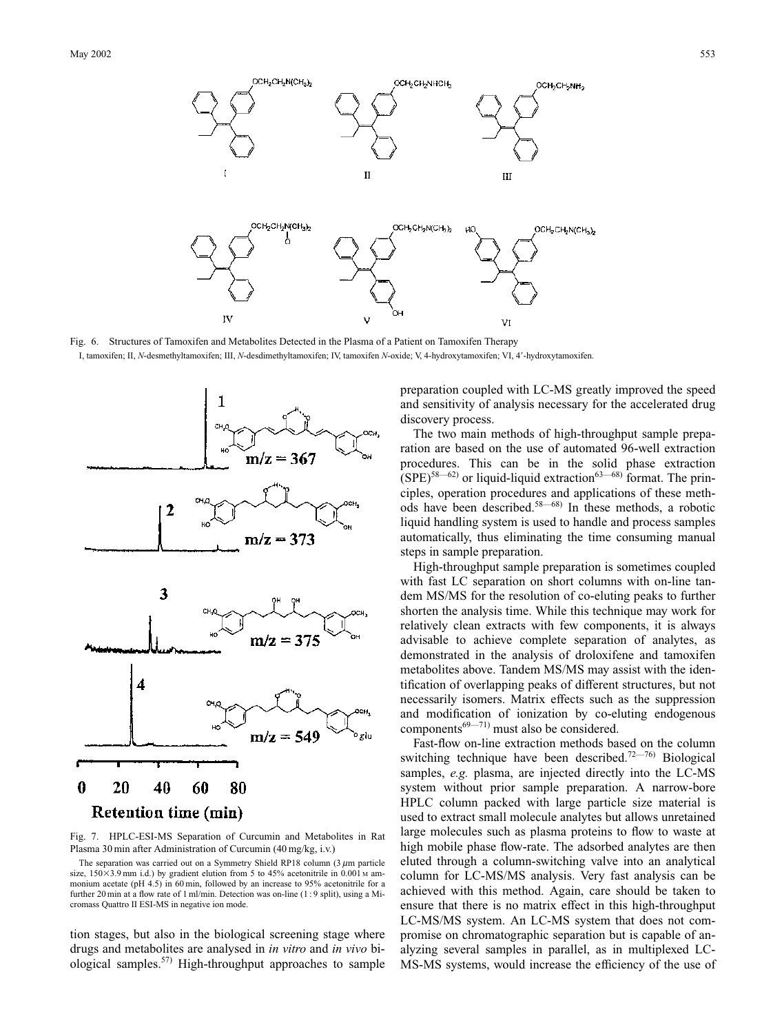Fig. 6. Structures of Tamoxifen and Metabolites Detected in the Plasma of a Patient on Tamoxifen Therapy

I, tamoxifen; II, *N*-desmethyltamoxifen; III, *N*-desdimethyltamoxifen; IV, tamoxifen *N*-oxide; V, 4-hydroxytamoxifen; VI, 4′-hydroxytamoxifen.

Fig. 7. HPLC-ESI-MS Separation of Curcumin and Metabolites in Rat Plasma 30 min after Administration of Curcumin (40 mg/kg, i.v.)

The separation was carried out on a Symmetry Shield RP18 column (3 $\mu$m particle size, 150×3.9 mm i.d.) by gradient elution from 5 to 45% acetonitrile in 0.001 M ammonium acetate (pH 4.5) in 60 min, followed by an increase to 95% acetonitrile for a further 20 min at a flow rate of 1 ml/min. Detection was on-line (1 : 9 split), using a Micromass Quattro II ESI-MS in negative ion mode.

tion stages, but also in the biological screening stage where drugs and metabolites are analysed in *in vitro* and *in vivo* biological samples.[57] High-throughput approaches to sample preparation coupled with LC-MS greatly improved the speed and sensitivity of analysis necessary for the accelerated drug discovery process.

The two main methods of high-throughput sample preparation are based on the use of automated 96-well extraction procedures. This can be in the solid phase extraction (SPE)[58—62] or liquid-liquid extraction[63—68] format. The principles, operation procedures and applications of these methods have been described.[58—68] In these methods, a robotic liquid handling system is used to handle and process samples automatically, thus eliminating the time consuming manual steps in sample preparation.

High-throughput sample preparation is sometimes coupled with fast LC separation on short columns with on-line tandem MS/MS for the resolution of co-eluting peaks to further shorten the analysis time. While this technique may work for relatively clean extracts with few components, it is always advisable to achieve complete separation of analytes, as demonstrated in the analysis of droloxifene and tamoxifen metabolites above. Tandem MS/MS may assist with the identification of overlapping peaks of different structures, but not necessarily isomers. Matrix effects such as the suppression and modification of ionization by co-eluting endogenous components[69—71] must also be considered.

Fast-flow on-line extraction methods based on the column switching technique have been described.[72—76] Biological samples, *e.g.* plasma, are injected directly into the LC-MS system without prior sample preparation. A narrow-bore HPLC column packed with large particle size material is used to extract small molecule analytes but allows unretained large molecules such as plasma proteins to flow to waste at high mobile phase flow-rate. The adsorbed analytes are then eluted through a column-switching valve into an analytical column for LC-MS/MS analysis. Very fast analysis can be achieved with this method. Again, care should be taken to ensure that there is no matrix effect in this high-throughput LC-MS/MS system. An LC-MS system that does not compromise on chromatographic separation but is capable of analyzing several samples in parallel, as in multiplexed LC-MS-MS systems, would increase the efficiency of the use of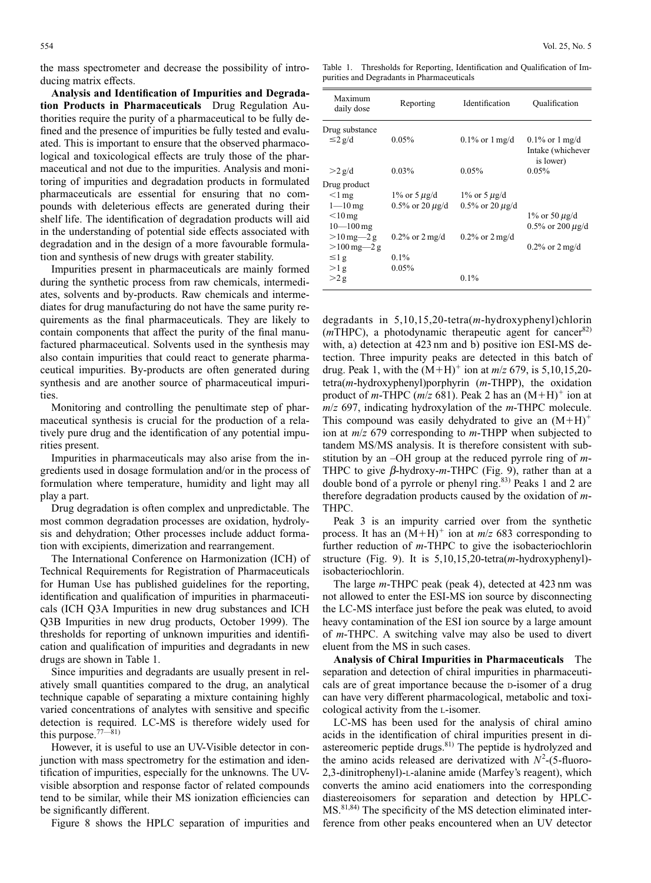the mass spectrometer and decrease the possibility of introducing matrix effects.

**Analysis and Identification of Impurities and Degradation Products in Pharmaceuticals** Drug Regulation Authorities require the purity of a pharmaceutical to be fully defined and the presence of impurities be fully tested and evaluated. This is important to ensure that the observed pharmacological and toxicological effects are truly those of the pharmaceutical and not due to the impurities. Analysis and monitoring of impurities and degradation products in formulated pharmaceuticals are essential for ensuring that no compounds with deleterious effects are generated during their shelf life. The identification of degradation products will aid in the understanding of potential side effects associated with degradation and in the design of a more favourable formulation and synthesis of new drugs with greater stability.

Impurities present in pharmaceuticals are mainly formed during the synthetic process from raw chemicals, intermediates, solvents and by-products. Raw chemicals and intermediates for drug manufacturing do not have the same purity requirements as the final pharmaceuticals. They are likely to contain components that affect the purity of the final manufactured pharmaceutical. Solvents used in the synthesis may also contain impurities that could react to generate pharmaceutical impurities. By-products are often generated during synthesis and are another source of pharmaceutical impurities.

Monitoring and controlling the penultimate step of pharmaceutical synthesis is crucial for the production of a relatively pure drug and the identification of any potential impurities present.

Impurities in pharmaceuticals may also arise from the ingredients used in dosage formulation and/or in the process of formulation where temperature, humidity and light may all play a part.

Drug degradation is often complex and unpredictable. The most common degradation processes are oxidation, hydrolysis and dehydration; Other processes include adduct formation with excipients, dimerization and rearrangement.

The International Conference on Harmonization (ICH) of Technical Requirements for Registration of Pharmaceuticals for Human Use has published guidelines for the reporting, identification and qualification of impurities in pharmaceuticals (ICH Q3A Impurities in new drug substances and ICH Q3B Impurities in new drug products, October 1999). The thresholds for reporting of unknown impurities and identification and qualification of impurities and degradants in new drugs are shown in Table 1.

Table 1. Thresholds for Reporting, Identification and Qualification of Impurities and Degradants in Pharmaceuticals

| Maximum daily dose | Reporting | Identification | Qualification |
|---|---|---|---|
| Drug substance | | | |
| ≤2 g/d | 0.05% | 0.1% or 1 mg/d | 0.1% or 1 mg/d Intake (whichever is lower) |
| >2 g/d | 0.03% | 0.05% | 0.05% |
| Drug product | | | |
| <1 mg | 1% or 5 μg/d | 1% or 5 μg/d | |
| 1—10 mg | 0.5% or 20 μg/d | 0.5% or 20 μg/d | |
| <10 mg | | | 1% or 50 μg/d |
| 10—100 mg | | | 0.5% or 200 μg/d |
| >10 mg—2 g | 0.2% or 2 mg/d | 0.2% or 2 mg/d | |
| >100 mg—2 g | | | 0.2% or 2 mg/d |
| ≤1 g | 0.1% | | |
| >1 g | 0.05% | | |
| >2 g | | 0.1% | |

Since impurities and degradants are usually present in relatively small quantities compared to the drug, an analytical technique capable of separating a mixture containing highly varied concentrations of analytes with sensitive and specific detection is required. LC-MS is therefore widely used for this purpose.[77—81]

However, it is useful to use an UV-Visible detector in conjunction with mass spectrometry for the estimation and identification of impurities, especially for the unknowns. The UV-visible absorption and response factor of related compounds tend to be similar, while their MS ionization efficiencies can be significantly different.

Figure 8 shows the HPLC separation of impurities and degradants in 5,10,15,20-tetra(*m*-hydroxyphenyl)chlorin (*m*THPC), a photodynamic therapeutic agent for cancer[82] with, a) detection at 423 nm and b) positive ion ESI-MS detection. Three impurity peaks are detected in this batch of drug. Peak 1, with the $(M+H)^+$ ion at *m*/*z* 679, is 5,10,15,20-tetra(*m*-hydroxyphenyl)porphyrin (*m*-THPP), the oxidation product of *m*-THPC (*m*/*z* 681). Peak 2 has an $(M+H)^+$ ion at *m*/*z* 697, indicating hydroxylation of the *m*-THPC molecule. This compound was easily dehydrated to give an $(M+H)^+$ ion at *m*/*z* 679 corresponding to *m*-THPP when subjected to tandem MS/MS analysis. It is therefore consistent with substitution by an –OH group at the reduced pyrrole ring of *m*-THPC to give $\beta$-hydroxy-*m*-THPC (Fig. 9), rather than at a double bond of a pyrrole or phenyl ring.[83] Peaks 1 and 2 are therefore degradation products caused by the oxidation of *m*-THPC.

Peak 3 is an impurity carried over from the synthetic process. It has an $(M+H)^+$ ion at *m*/*z* 683 corresponding to further reduction of *m*-THPC to give the isobacteriochlorin structure (Fig. 9). It is 5,10,15,20-tetra(*m*-hydroxyphenyl)-isobacteriochlorin.

The large *m*-THPC peak (peak 4), detected at 423 nm was not allowed to enter the ESI-MS ion source by disconnecting the LC-MS interface just before the peak was eluted, to avoid heavy contamination of the ESI ion source by a large amount of *m*-THPC. A switching valve may also be used to divert eluent from the MS in such cases.

**Analysis of Chiral Impurities in Pharmaceuticals** The separation and detection of chiral impurities in pharmaceuticals are of great importance because the D-isomer of a drug can have very different pharmacological, metabolic and toxicological activity from the L-isomer.

LC-MS has been used for the analysis of chiral amino acids in the identification of chiral impurities present in diastereomeric peptide drugs.[81] The peptide is hydrolyzed and the amino acids released are derivatized with $N^2$-(5-fluoro-2,3-dinitrophenyl)-L-alanine amide (Marfey's reagent), which converts the amino acid enatiomers into the corresponding diastereoisomers for separation and detection by HPLC-MS.[81,84] The specificity of the MS detection eliminated interference from other peaks encountered when an UV detector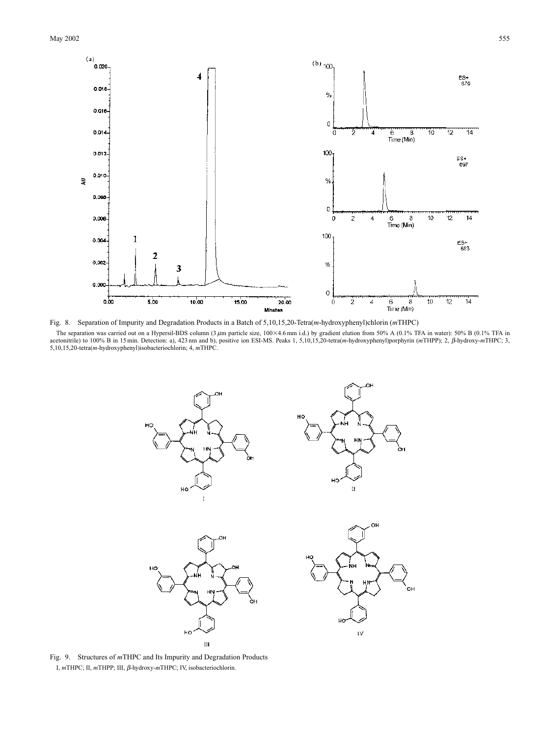Fig. 8. Separation of Impurity and Degradation Products in a Batch of 5,10,15,20-Tetra(*m*-hydroxyphenyl)chlorin (*m*THPC)

The separation was carried out on a Hypersil-BDS column (3 $\mu$m particle size, 100×4.6 mm i.d.) by gradient elution from 50% A (0.1% TFA in water): 50% B (0.1% TFA in acetonitrile) to 100% B in 15 min. Detection: a), 423 nm and b), positive ion ESI-MS. Peaks 1, 5,10,15,20-tetra(*m*-hydroxyphenyl)porphyrin (*m*THPP); 2, $\beta$-hydroxy-*m*THPC; 3, 5,10,15,20-tetra(*m*-hydroxyphenyl)isobacteriochlorin; 4, *m*THPC.

Fig. 9. Structures of *m*THPC and Its Impurity and Degradation Products

I, *m*THPC; II, *m*THPP; III, $\beta$-hydroxy-*m*THPC; IV, isobacteriochlorin.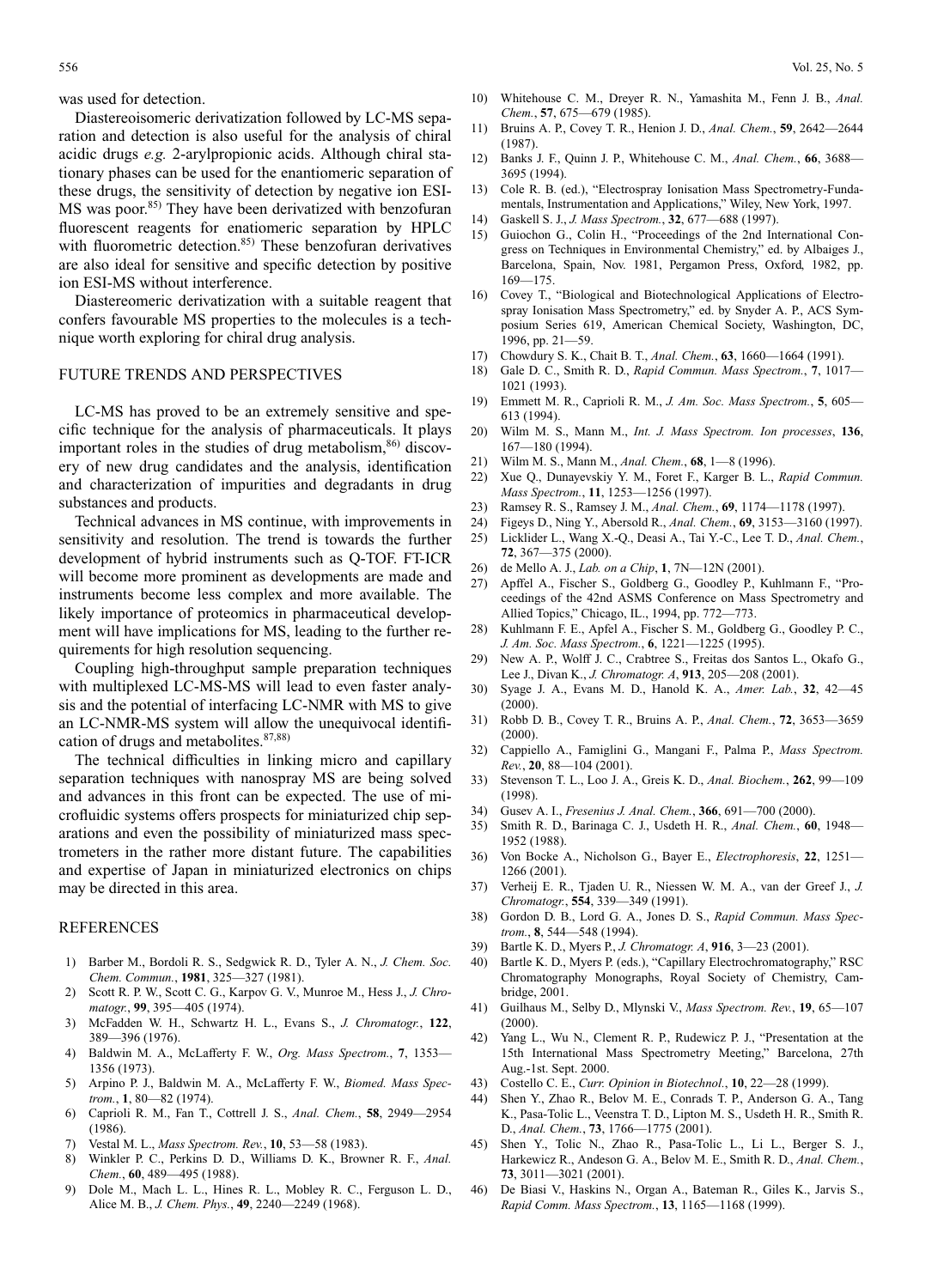was used for detection.

Diastereoisomeric derivatization followed by LC-MS separation and detection is also useful for the analysis of chiral acidic drugs *e.g.* 2-arylpropionic acids. Although chiral stationary phases can be used for the enantiomeric separation of these drugs, the sensitivity of detection by negative ion ESI-MS was poor.[85] They have been derivatized with benzofuran fluorescent reagents for enatiomeric separation by HPLC with fluorometric detection.[85] These benzofuran derivatives are also ideal for sensitive and specific detection by positive ion ESI-MS without interference.

Diastereomeric derivatization with a suitable reagent that confers favourable MS properties to the molecules is a technique worth exploring for chiral drug analysis.

## FUTURE TRENDS AND PERSPECTIVES

LC-MS has proved to be an extremely sensitive and specific technique for the analysis of pharmaceuticals. It plays important roles in the studies of drug metabolism,[86] discovery of new drug candidates and the analysis, identification and characterization of impurities and degradants in drug substances and products.

Technical advances in MS continue, with improvements in sensitivity and resolution. The trend is towards the further development of hybrid instruments such as Q-TOF. FT-ICR will become more prominent as developments are made and instruments become less complex and more available. The likely importance of proteomics in pharmaceutical development will have implications for MS, leading to the further requirements for high resolution sequencing.

Coupling high-throughput sample preparation techniques with multiplexed LC-MS-MS will lead to even faster analysis and the potential of interfacing LC-NMR with MS to give an LC-NMR-MS system will allow the unequivocal identification of drugs and metabolites.[87,88]

The technical difficulties in linking micro and capillary separation techniques with nanospray MS are being solved and advances in this front can be expected. The use of microfluidic systems offers prospects for miniaturized chip separations and even the possibility of miniaturized mass spectrometers in the rather more distant future. The capabilities and expertise of Japan in miniaturized electronics on chips may be directed in this area.

## REFERENCES

1) Barber M., Bordoli R. S., Sedgwick R. D., Tyler A. N., *J. Chem. Soc. Chem. Commun.*, **1981**, 325—327 (1981).
2) Scott R. P. W., Scott C. G., Karpov G. V., Munroe M., Hess J., *J. Chromatogr.*, **99**, 395—405 (1974).
3) McFadden W. H., Schwartz H. L., Evans S., *J. Chromatogr.*, **122**, 389—396 (1976).
4) Baldwin M. A., McLafferty F. W., *Org. Mass Spectrom.*, **7**, 1353—1356 (1973).
5) Arpino P. J., Baldwin M. A., McLafferty F. W., *Biomed. Mass Spectrom.*, **1**, 80—82 (1974).
6) Caprioli R. M., Fan T., Cottrell J. S., *Anal. Chem.*, **58**, 2949—2954 (1986).
7) Vestal M. L., *Mass Spectrom. Rev.*, **10**, 53—58 (1983).
8) Winkler P. C., Perkins D. D., Williams D. K., Browner R. F., *Anal. Chem.*, **60**, 489—495 (1988).
9) Dole M., Mach L. L., Hines R. L., Mobley R. C., Ferguson L. D., Alice M. B., *J. Chem. Phys.*, **49**, 2240—2249 (1968).
10) Whitehouse C. M., Dreyer R. N., Yamashita M., Fenn J. B., *Anal. Chem.*, **57**, 675—679 (1985).
11) Bruins A. P., Covey T. R., Henion J. D., *Anal. Chem.*, **59**, 2642—2644 (1987).
12) Banks J. F., Quinn J. P., Whitehouse C. M., *Anal. Chem.*, **66**, 3688—3695 (1994).
13) Cole R. B. (ed.), "Electrospray Ionisation Mass Spectrometry-Fundamentals, Instrumentation and Applications," Wiley, New York, 1997.
14) Gaskell S. J., *J. Mass Spectrom.*, **32**, 677—688 (1997).
15) Guiochon G., Colin H., "Proceedings of the 2nd International Congress on Techniques in Environmental Chemistry," ed. by Albaiges J., Barcelona, Spain, Nov. 1981, Pergamon Press, Oxford, 1982, pp. 169—175.
16) Covey T., "Biological and Biotechnological Applications of Electrospray Ionisation Mass Spectrometry," ed. by Snyder A. P., ACS Symposium Series 619, American Chemical Society, Washington, DC, 1996, pp. 21—59.
17) Chowdury S. K., Chait B. T., *Anal. Chem.*, **63**, 1660—1664 (1991).
18) Gale D. C., Smith R. D., *Rapid Commun. Mass Spectrom.*, **7**, 1017—1021 (1993).
19) Emmett M. R., Caprioli R. M., *J. Am. Soc. Mass Spectrom.*, **5**, 605—613 (1994).
20) Wilm M. S., Mann M., *Int. J. Mass Spectrom. Ion processes*, **136**, 167—180 (1994).
21) Wilm M. S., Mann M., *Anal. Chem.*, **68**, 1—8 (1996).
22) Xue Q., Dunayevskiy Y. M., Foret F., Karger B. L., *Rapid Commun. Mass Spectrom.*, **11**, 1253—1256 (1997).
23) Ramsey R. S., Ramsey J. M., *Anal. Chem.*, **69**, 1174—1178 (1997).
24) Figeys D., Ning Y., Abersold R., *Anal. Chem.*, **69**, 3153—3160 (1997).
25) Licklider L., Wang X.-Q., Deasi A., Tai Y.-C., Lee T. D., *Anal. Chem.*, **72**, 367—375 (2000).
26) de Mello A. J., *Lab. on a Chip*, **1**, 7N—12N (2001).
27) Apffel A., Fischer S., Goldberg G., Goodley P., Kuhlmann F., "Proceedings of the 42nd ASMS Conference on Mass Spectrometry and Allied Topics," Chicago, IL., 1994, pp. 772—773.
28) Kuhlmann F. E., Apfel A., Fischer S. M., Goldberg G., Goodley P. C., *J. Am. Soc. Mass Spectrom.*, **6**, 1221—1225 (1995).
29) New A. P., Wolff J. C., Crabtree S., Freitas dos Santos L., Okafo G., Lee J., Divan K., *J. Chromatogr. A*, **913**, 205—208 (2001).
30) Syage J. A., Evans M. D., Hanold K. A., *Amer. Lab.*, **32**, 42—45 (2000).
31) Robb D. B., Covey T. R., Bruins A. P., *Anal. Chem.*, **72**, 3653—3659 (2000).
32) Cappiello A., Famiglini G., Mangani F., Palma P., *Mass Spectrom. Rev.*, **20**, 88—104 (2001).
33) Stevenson T. L., Loo J. A., Greis K. D., *Anal. Biochem.*, **262**, 99—109 (1998).
34) Gusev A. I., *Fresenius J. Anal. Chem.*, **366**, 691—700 (2000).
35) Smith R. D., Barinaga C. J., Usdeth H. R., *Anal. Chem.*, **60**, 1948—1952 (1988).
36) Von Bocke A., Nicholson G., Bayer E., *Electrophoresis*, **22**, 1251—1266 (2001).
37) Verheij E. R., Tjaden U. R., Niessen W. M. A., van der Greef J., *J. Chromatogr.*, **554**, 339—349 (1991).
38) Gordon D. B., Lord G. A., Jones D. S., *Rapid Commun. Mass Spectrom.*, **8**, 544—548 (1994).
39) Bartle K. D., Myers P., *J. Chromatogr. A*, **916**, 3—23 (2001).
40) Bartle K. D., Myers P. (eds.), "Capillary Electrochromatography," RSC Chromatography Monographs, Royal Society of Chemistry, Cambridge, 2001.
41) Guilhaus M., Selby D., Mlynski V., *Mass Spectrom. Rev.*, **19**, 65—107 (2000).
42) Yang L., Wu N., Clement R. P., Rudewicz P. J., "Presentation at the 15th International Mass Spectrometry Meeting," Barcelona, 27th Aug.-1st. Sept. 2000.
43) Costello C. E., *Curr. Opinion in Biotechnol.*, **10**, 22—28 (1999).
44) Shen Y., Zhao R., Belov M. E., Conrads T. P., Anderson G. A., Tang K., Pasa-Tolic L., Veenstra T. D., Lipton M. S., Usdeth H. R., Smith R. D., *Anal. Chem.*, **73**, 1766—1775 (2001).
45) Shen Y., Tolic N., Zhao R., Pasa-Tolic L., Li L., Berger S. J., Harkewicz R., Andeson G. A., Belov M. E., Smith R. D., *Anal. Chem.*, **73**, 3011—3021 (2001).
46) De Biasi V., Haskins N., Organ A., Bateman R., Giles K., Jarvis S., *Rapid Comm. Mass Spectrom.*, **13**, 1165—1168 (1999).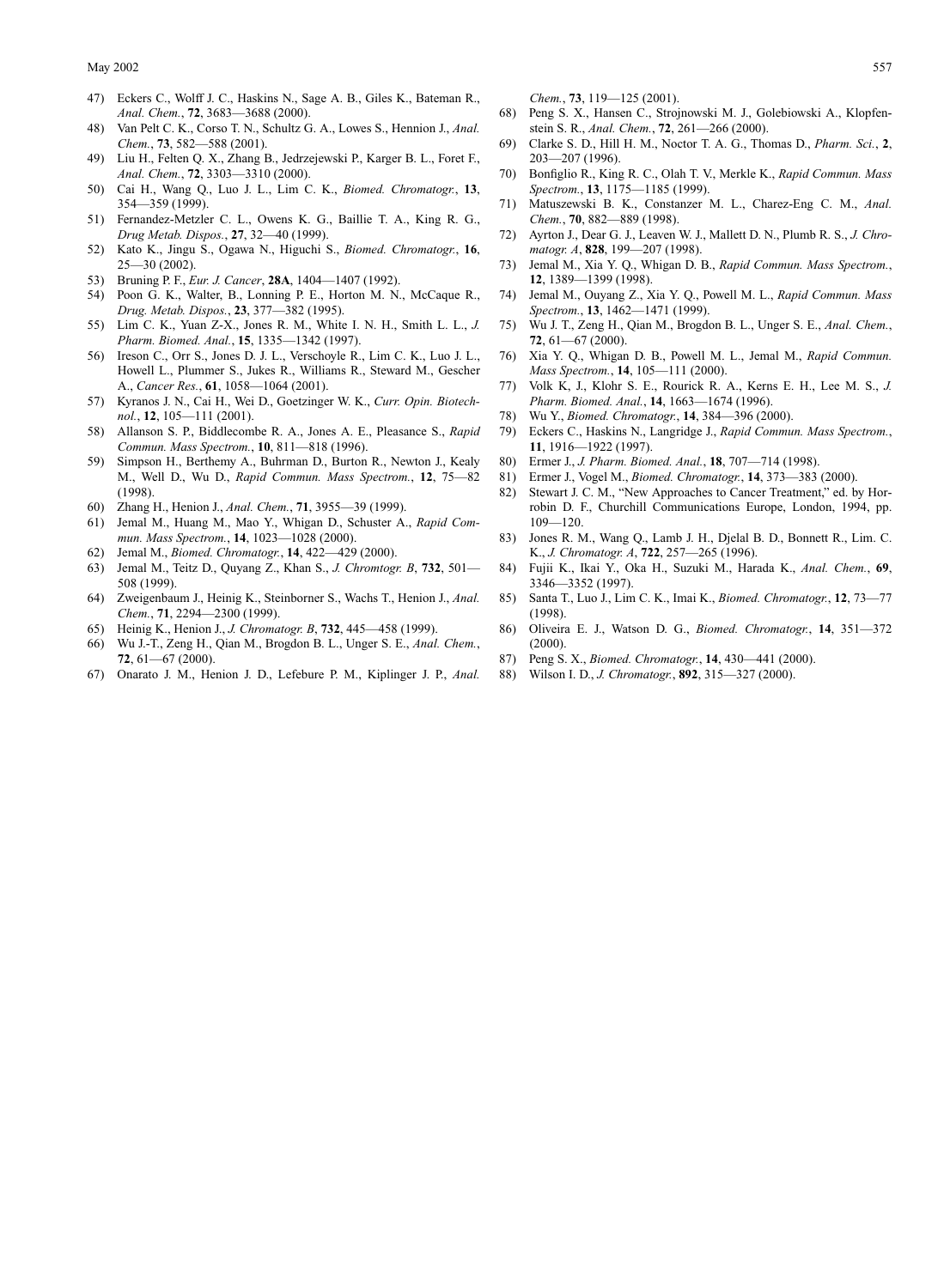47) Eckers C., Wolff J. C., Haskins N., Sage A. B., Giles K., Bateman R., *Anal. Chem.*, **72**, 3683—3688 (2000).
48) Van Pelt C. K., Corso T. N., Schultz G. A., Lowes S., Hennion J., *Anal. Chem.*, **73**, 582—588 (2001).
49) Liu H., Felten Q. X., Zhang B., Jedrzejewski P., Karger B. L., Foret F., *Anal. Chem.*, **72**, 3303—3310 (2000).
50) Cai H., Wang Q., Luo J. L., Lim C. K., *Biomed. Chromatogr.*, **13**, 354—359 (1999).
51) Fernandez-Metzler C. L., Owens K. G., Baillie T. A., King R. G., *Drug Metab. Dispos.*, **27**, 32—40 (1999).
52) Kato K., Jingu S., Ogawa N., Higuchi S., *Biomed. Chromatogr.*, **16**, 25—30 (2002).
53) Bruning P. F., *Eur. J. Cancer*, **28A**, 1404—1407 (1992).
54) Poon G. K., Walter, B., Lonning P. E., Horton M. N., McCaque R., *Drug. Metab. Dispos.*, **23**, 377—382 (1995).
55) Lim C. K., Yuan Z-X., Jones R. M., White I. N. H., Smith L. L., *J. Pharm. Biomed. Anal.*, **15**, 1335—1342 (1997).
56) Ireson C., Orr S., Jones D. J. L., Verschoyle R., Lim C. K., Luo J. L., Howell L., Plummer S., Jukes R., Williams R., Steward M., Gescher A., *Cancer Res.*, **61**, 1058—1064 (2001).
57) Kyranos J. N., Cai H., Wei D., Goetzinger W. K., *Curr. Opin. Biotechnol.*, **12**, 105—111 (2001).
58) Allanson S. P., Biddlecombe R. A., Jones A. E., Pleasance S., *Rapid Commun. Mass Spectrom.*, **10**, 811—818 (1996).
59) Simpson H., Berthemy A., Buhrman D., Burton R., Newton J., Kealy M., Well D., Wu D., *Rapid Commun. Mass Spectrom.*, **12**, 75—82 (1998).
60) Zhang H., Henion J., *Anal. Chem.*, **71**, 3955—39 (1999).
61) Jemal M., Huang M., Mao Y., Whigan D., Schuster A., *Rapid Commun. Mass Spectrom.*, **14**, 1023—1028 (2000).
62) Jemal M., *Biomed. Chromatogr.*, **14**, 422—429 (2000).
63) Jemal M., Teitz D., Quyang Z., Khan S., *J. Chromtogr. B*, **732**, 501—508 (1999).
64) Zweigenbaum J., Heinig K., Steinborner S., Wachs T., Henion J., *Anal. Chem.*, **71**, 2294—2300 (1999).
65) Heinig K., Henion J., *J. Chromatogr. B*, **732**, 445—458 (1999).
66) Wu J.-T., Zeng H., Qian M., Brogdon B. L., Unger S. E., *Anal. Chem.*, **72**, 61—67 (2000).
67) Onarato J. M., Henion J. D., Lefebure P. M., Kiplinger J. P., *Anal. Chem.*, **73**, 119—125 (2001).
68) Peng S. X., Hansen C., Strojnowski M. J., Golebiowski A., Klopfenstein S. R., *Anal. Chem.*, **72**, 261—266 (2000).
69) Clarke S. D., Hill H. M., Noctor T. A. G., Thomas D., *Pharm. Sci.*, **2**, 203—207 (1996).
70) Bonfiglio R., King R. C., Olah T. V., Merkle K., *Rapid Commun. Mass Spectrom.*, **13**, 1175—1185 (1999).
71) Matuszewski B. K., Constanzer M. L., Charez-Eng C. M., *Anal. Chem.*, **70**, 882—889 (1998).
72) Ayrton J., Dear G. J., Leaven W. J., Mallett D. N., Plumb R. S., *J. Chromatogr. A*, **828**, 199—207 (1998).
73) Jemal M., Xia Y. Q., Whigan D. B., *Rapid Commun. Mass Spectrom.*, **12**, 1389—1399 (1998).
74) Jemal M., Ouyang Z., Xia Y. Q., Powell M. L., *Rapid Commun. Mass Spectrom.*, **13**, 1462—1471 (1999).
75) Wu J. T., Zeng H., Qian M., Brogdon B. L., Unger S. E., *Anal. Chem.*, **72**, 61—67 (2000).
76) Xia Y. Q., Whigan D. B., Powell M. L., Jemal M., *Rapid Commun. Mass Spectrom.*, **14**, 105—111 (2000).
77) Volk K, J., Klohr S. E., Rourick R. A., Kerns E. H., Lee M. S., *J. Pharm. Biomed. Anal.*, **14**, 1663—1674 (1996).
78) Wu Y., *Biomed. Chromatogr.*, **14**, 384—396 (2000).
79) Eckers C., Haskins N., Langridge J., *Rapid Commun. Mass Spectrom.*, **11**, 1916—1922 (1997).
80) Ermer J., *J. Pharm. Biomed. Anal.*, **18**, 707—714 (1998).
81) Ermer J., Vogel M., *Biomed. Chromatogr.*, **14**, 373—383 (2000).
82) Stewart J. C. M., "New Approaches to Cancer Treatment," ed. by Horrobin D. F., Churchill Communications Europe, London, 1994, pp. 109—120.
83) Jones R. M., Wang Q., Lamb J. H., Djelal B. D., Bonnett R., Lim. C. K., *J. Chromatogr. A*, **722**, 257—265 (1996).
84) Fujii K., Ikai Y., Oka H., Suzuki M., Harada K., *Anal. Chem.*, **69**, 3346—3352 (1997).
85) Santa T., Luo J., Lim C. K., Imai K., *Biomed. Chromatogr.*, **12**, 73—77 (1998).
86) Oliveira E. J., Watson D. G., *Biomed. Chromatogr.*, **14**, 351—372 (2000).
87) Peng S. X., *Biomed. Chromatogr.*, **14**, 430—441 (2000).
88) Wilson I. D., *J. Chromatogr.*, **892**, 315—327 (2000).